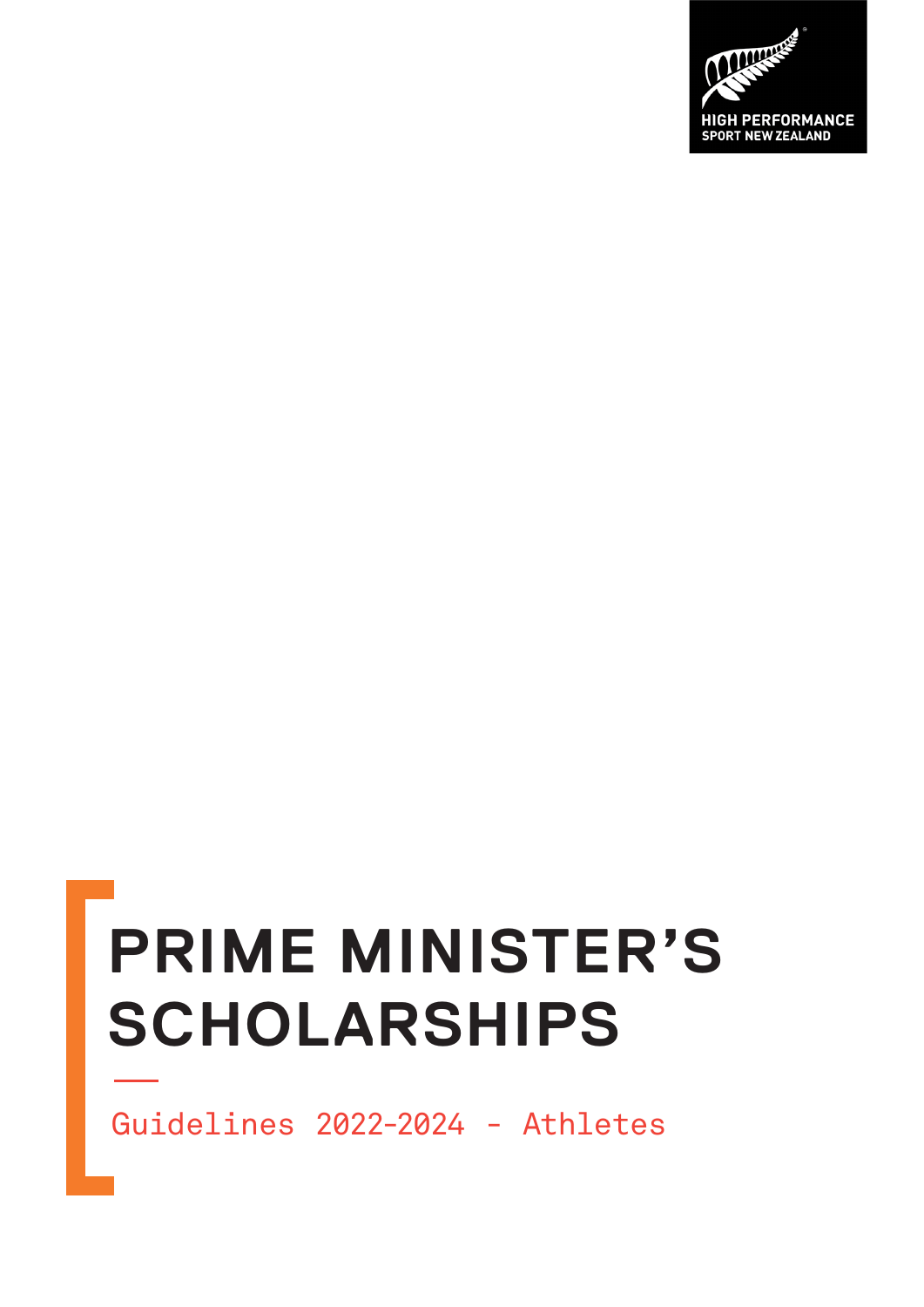HIGH PERFORMANCE SPORT NEW ZEALAND

# PRIME MINISTER'S SCHOLARSHIPS

Guidelines 2022-2024 - Athletes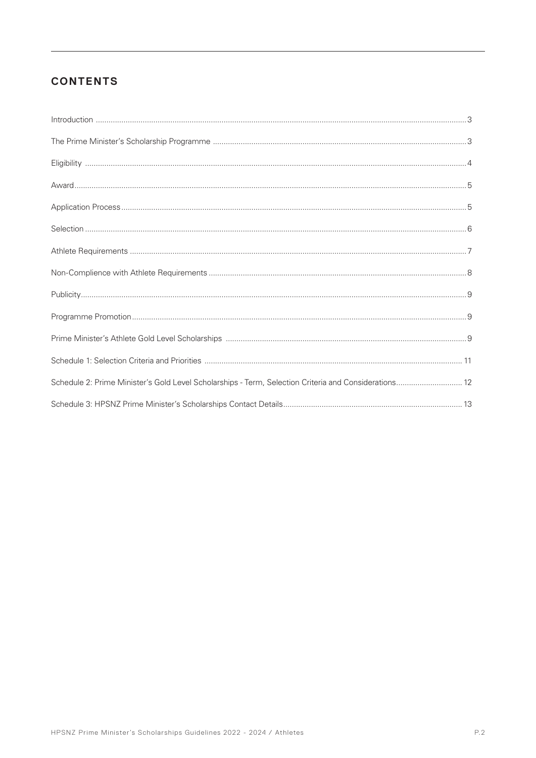## CONTENTS

| | |
|---|---|
| Introduction | 3 |
| The Prime Minister's Scholarship Programme | 3 |
| Eligibility | 4 |
| Award | 5 |
| Application Process | 5 |
| Selection | 6 |
| Athlete Requirements | 7 |
| Non-Complience with Athlete Requirements | 8 |
| Publicity | 9 |
| Programme Promotion | 9 |
| Prime Minister's Athlete Gold Level Scholarships | 9 |
| Schedule 1: Selection Criteria and Priorities | 11 |
| Schedule 2: Prime Minister's Gold Level Scholarships - Term, Selection Criteria and Considerations | 12 |
| Schedule 3: HPSNZ Prime Minister's Scholarships Contact Details | 13 |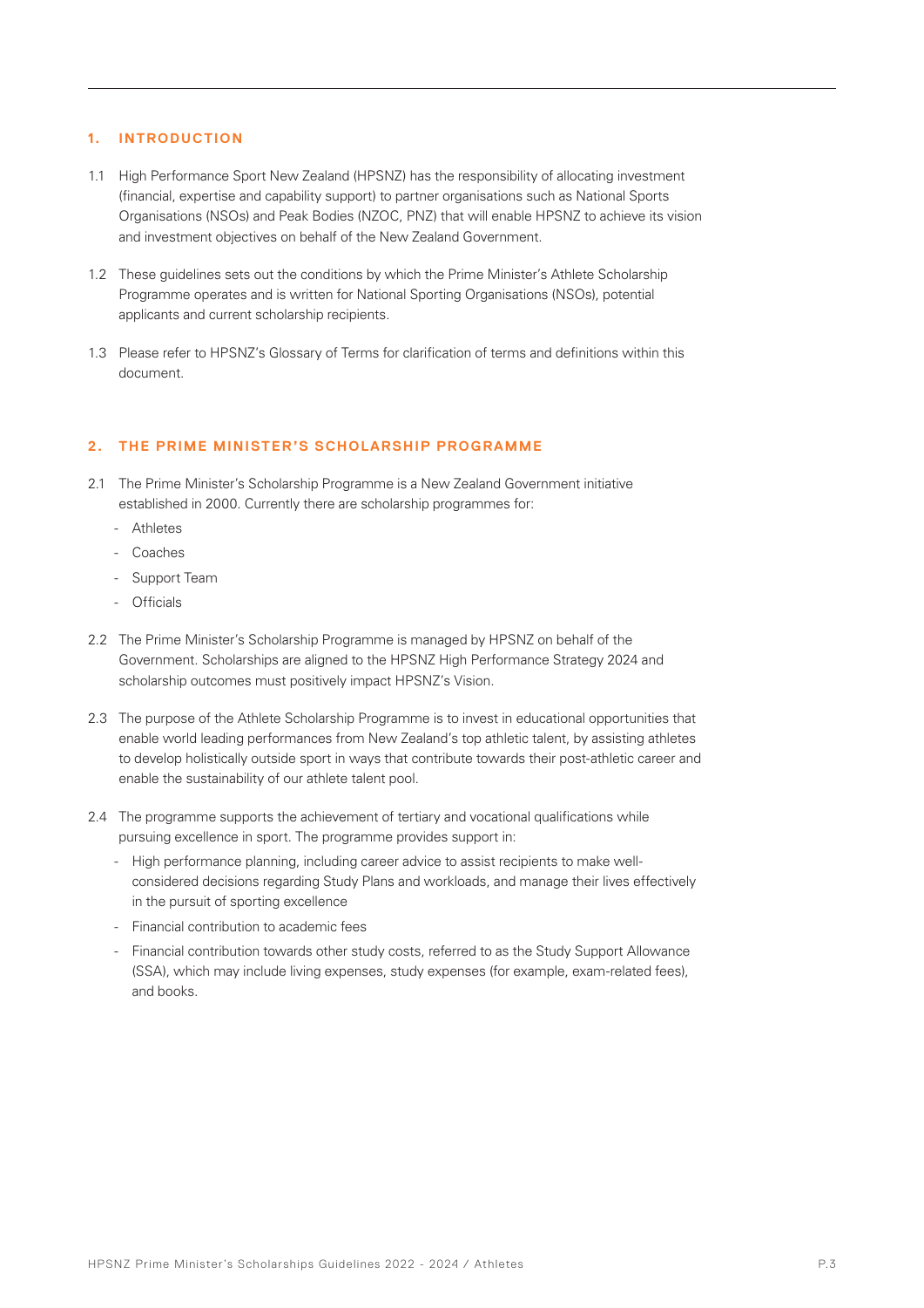## 1. INTRODUCTION

1.1 High Performance Sport New Zealand (HPSNZ) has the responsibility of allocating investment (financial, expertise and capability support) to partner organisations such as National Sports Organisations (NSOs) and Peak Bodies (NZOC, PNZ) that will enable HPSNZ to achieve its vision and investment objectives on behalf of the New Zealand Government.

1.2 These guidelines sets out the conditions by which the Prime Minister's Athlete Scholarship Programme operates and is written for National Sporting Organisations (NSOs), potential applicants and current scholarship recipients.

1.3 Please refer to HPSNZ's Glossary of Terms for clarification of terms and definitions within this document.

## 2. THE PRIME MINISTER'S SCHOLARSHIP PROGRAMME

2.1 The Prime Minister's Scholarship Programme is a New Zealand Government initiative established in 2000. Currently there are scholarship programmes for:

- Athletes
- Coaches
- Support Team
- Officials

2.2 The Prime Minister's Scholarship Programme is managed by HPSNZ on behalf of the Government. Scholarships are aligned to the HPSNZ High Performance Strategy 2024 and scholarship outcomes must positively impact HPSNZ's Vision.

2.3 The purpose of the Athlete Scholarship Programme is to invest in educational opportunities that enable world leading performances from New Zealand's top athletic talent, by assisting athletes to develop holistically outside sport in ways that contribute towards their post-athletic career and enable the sustainability of our athlete talent pool.

2.4 The programme supports the achievement of tertiary and vocational qualifications while pursuing excellence in sport. The programme provides support in:

- High performance planning, including career advice to assist recipients to make well-considered decisions regarding Study Plans and workloads, and manage their lives effectively in the pursuit of sporting excellence
- Financial contribution to academic fees
- Financial contribution towards other study costs, referred to as the Study Support Allowance (SSA), which may include living expenses, study expenses (for example, exam-related fees), and books.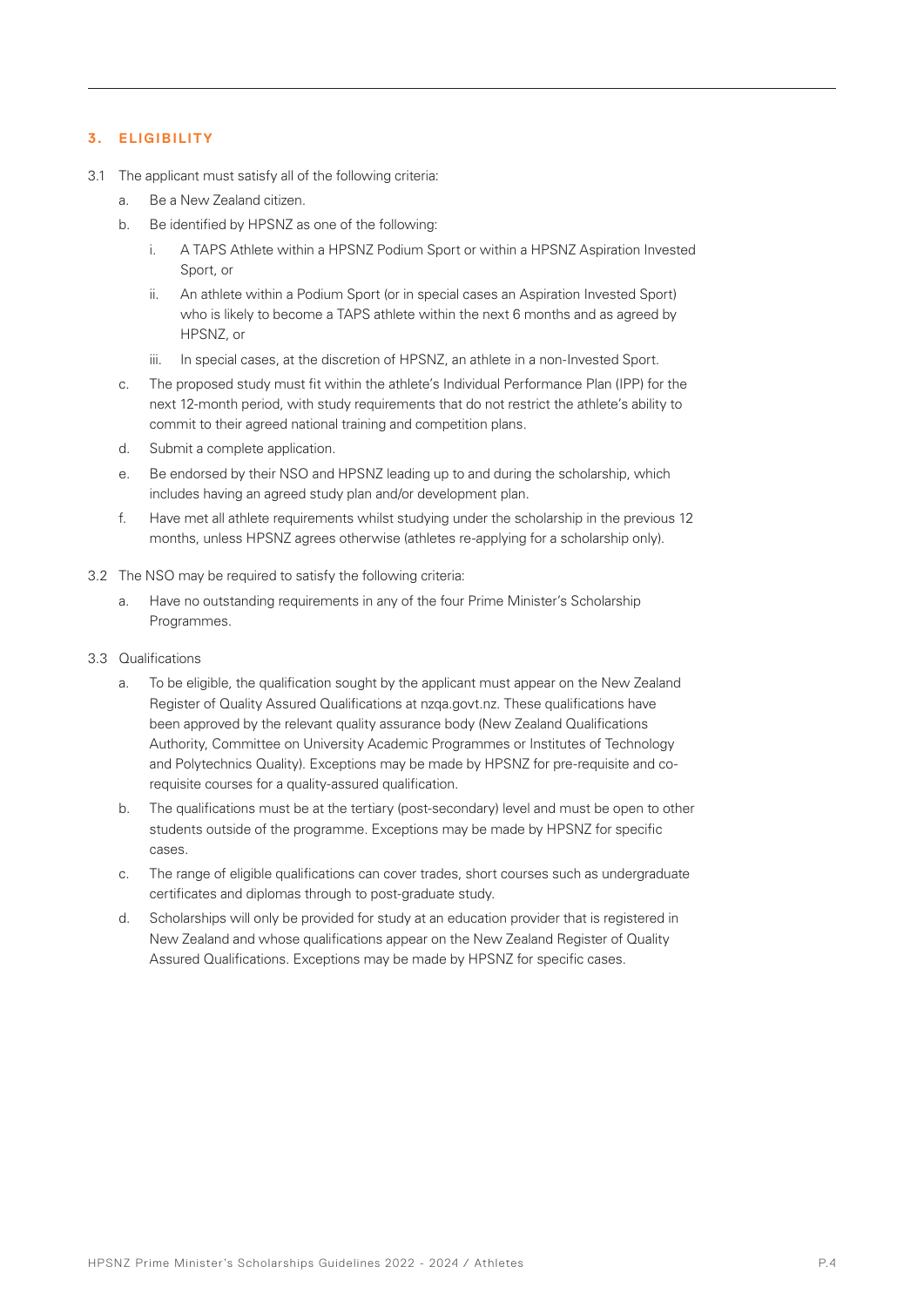## 3. ELIGIBILITY

3.1 The applicant must satisfy all of the following criteria:

a. Be a New Zealand citizen.

b. Be identified by HPSNZ as one of the following:

   i. A TAPS Athlete within a HPSNZ Podium Sport or within a HPSNZ Aspiration Invested Sport, or

   ii. An athlete within a Podium Sport (or in special cases an Aspiration Invested Sport) who is likely to become a TAPS athlete within the next 6 months and as agreed by HPSNZ, or

   iii. In special cases, at the discretion of HPSNZ, an athlete in a non-Invested Sport.

c. The proposed study must fit within the athlete's Individual Performance Plan (IPP) for the next 12-month period, with study requirements that do not restrict the athlete's ability to commit to their agreed national training and competition plans.

d. Submit a complete application.

e. Be endorsed by their NSO and HPSNZ leading up to and during the scholarship, which includes having an agreed study plan and/or development plan.

f. Have met all athlete requirements whilst studying under the scholarship in the previous 12 months, unless HPSNZ agrees otherwise (athletes re-applying for a scholarship only).

3.2 The NSO may be required to satisfy the following criteria:

a. Have no outstanding requirements in any of the four Prime Minister's Scholarship Programmes.

3.3 Qualifications

a. To be eligible, the qualification sought by the applicant must appear on the New Zealand Register of Quality Assured Qualifications at nzqa.govt.nz. These qualifications have been approved by the relevant quality assurance body (New Zealand Qualifications Authority, Committee on University Academic Programmes or Institutes of Technology and Polytechnics Quality). Exceptions may be made by HPSNZ for pre-requisite and co-requisite courses for a quality-assured qualification.

b. The qualifications must be at the tertiary (post-secondary) level and must be open to other students outside of the programme. Exceptions may be made by HPSNZ for specific cases.

c. The range of eligible qualifications can cover trades, short courses such as undergraduate certificates and diplomas through to post-graduate study.

d. Scholarships will only be provided for study at an education provider that is registered in New Zealand and whose qualifications appear on the New Zealand Register of Quality Assured Qualifications. Exceptions may be made by HPSNZ for specific cases.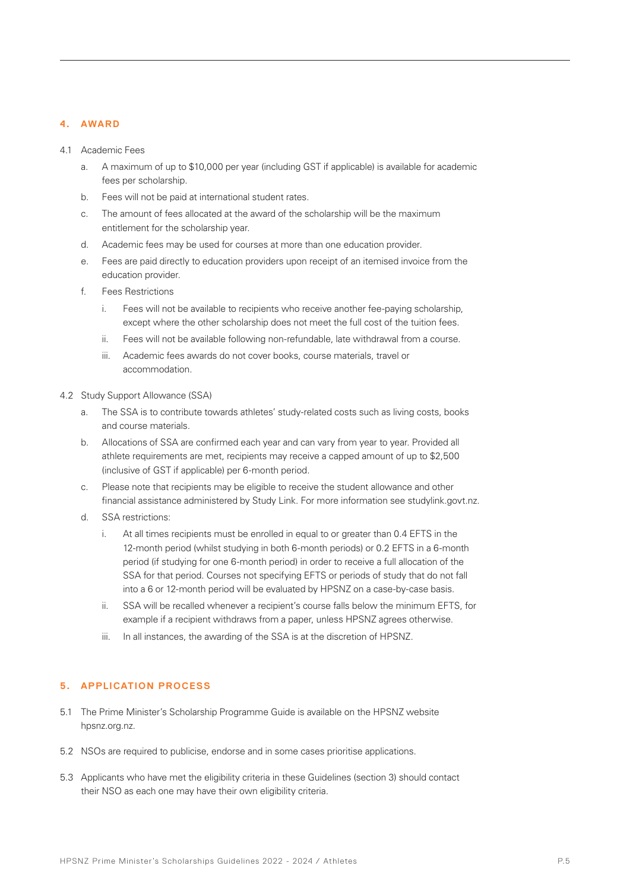## 4. AWARD

4.1 Academic Fees

a. A maximum of up to $10,000 per year (including GST if applicable) is available for academic fees per scholarship.

b. Fees will not be paid at international student rates.

c. The amount of fees allocated at the award of the scholarship will be the maximum entitlement for the scholarship year.

d. Academic fees may be used for courses at more than one education provider.

e. Fees are paid directly to education providers upon receipt of an itemised invoice from the education provider.

f. Fees Restrictions

   i. Fees will not be available to recipients who receive another fee-paying scholarship, except where the other scholarship does not meet the full cost of the tuition fees.

   ii. Fees will not be available following non-refundable, late withdrawal from a course.

   iii. Academic fees awards do not cover books, course materials, travel or accommodation.

4.2 Study Support Allowance (SSA)

a. The SSA is to contribute towards athletes' study-related costs such as living costs, books and course materials.

b. Allocations of SSA are confirmed each year and can vary from year to year. Provided all athlete requirements are met, recipients may receive a capped amount of up to $2,500 (inclusive of GST if applicable) per 6-month period.

c. Please note that recipients may be eligible to receive the student allowance and other financial assistance administered by Study Link. For more information see studylink.govt.nz.

d. SSA restrictions:

   i. At all times recipients must be enrolled in equal to or greater than 0.4 EFTS in the 12-month period (whilst studying in both 6-month periods) or 0.2 EFTS in a 6-month period (if studying for one 6-month period) in order to receive a full allocation of the SSA for that period. Courses not specifying EFTS or periods of study that do not fall into a 6 or 12-month period will be evaluated by HPSNZ on a case-by-case basis.

   ii. SSA will be recalled whenever a recipient's course falls below the minimum EFTS, for example if a recipient withdraws from a paper, unless HPSNZ agrees otherwise.

   iii. In all instances, the awarding of the SSA is at the discretion of HPSNZ.

## 5. APPLICATION PROCESS

5.1 The Prime Minister's Scholarship Programme Guide is available on the HPSNZ website hpsnz.org.nz.

5.2 NSOs are required to publicise, endorse and in some cases prioritise applications.

5.3 Applicants who have met the eligibility criteria in these Guidelines (section 3) should contact their NSO as each one may have their own eligibility criteria.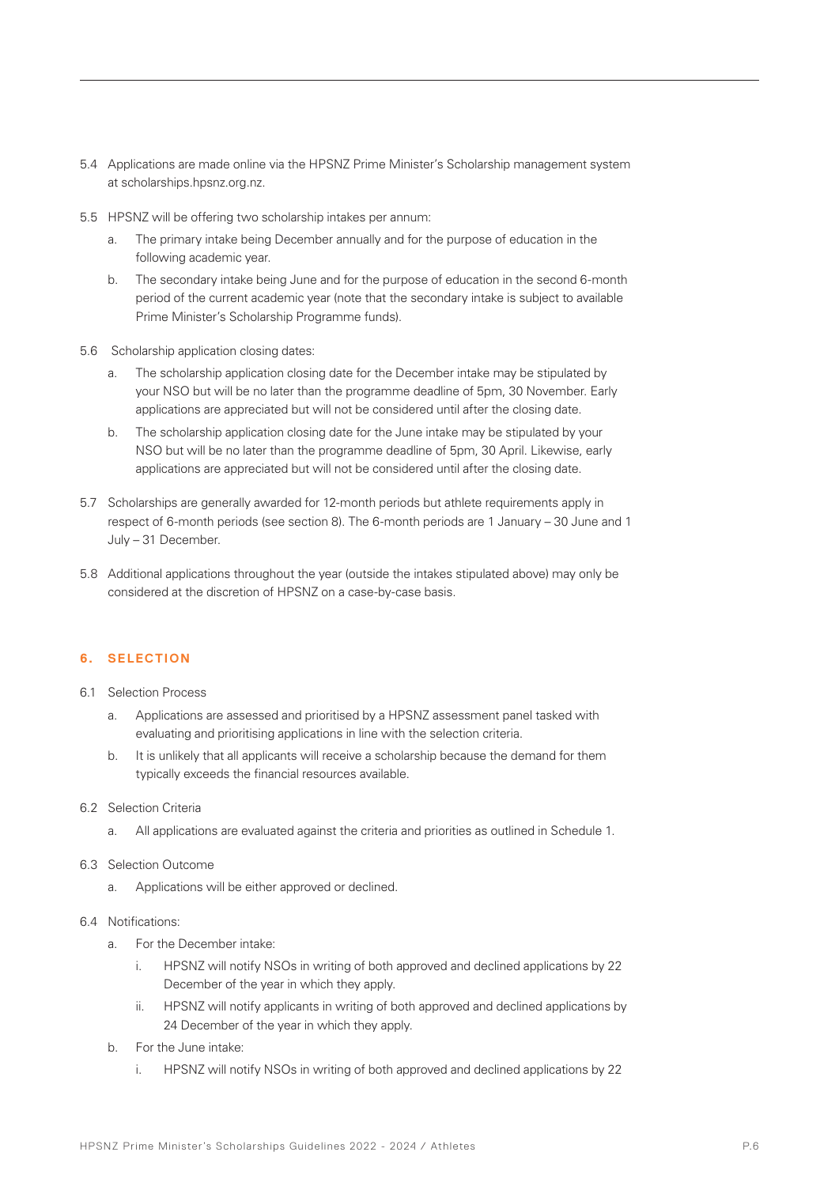5.4 Applications are made online via the HPSNZ Prime Minister's Scholarship management system at scholarships.hpsnz.org.nz.

5.5 HPSNZ will be offering two scholarship intakes per annum:

   a. The primary intake being December annually and for the purpose of education in the following academic year.

   b. The secondary intake being June and for the purpose of education in the second 6-month period of the current academic year (note that the secondary intake is subject to available Prime Minister's Scholarship Programme funds).

5.6 Scholarship application closing dates:

   a. The scholarship application closing date for the December intake may be stipulated by your NSO but will be no later than the programme deadline of 5pm, 30 November. Early applications are appreciated but will not be considered until after the closing date.

   b. The scholarship application closing date for the June intake may be stipulated by your NSO but will be no later than the programme deadline of 5pm, 30 April. Likewise, early applications are appreciated but will not be considered until after the closing date.

5.7 Scholarships are generally awarded for 12-month periods but athlete requirements apply in respect of 6-month periods (see section 8). The 6-month periods are 1 January – 30 June and 1 July – 31 December.

5.8 Additional applications throughout the year (outside the intakes stipulated above) may only be considered at the discretion of HPSNZ on a case-by-case basis.

## 6. SELECTION

6.1 Selection Process

   a. Applications are assessed and prioritised by a HPSNZ assessment panel tasked with evaluating and prioritising applications in line with the selection criteria.

   b. It is unlikely that all applicants will receive a scholarship because the demand for them typically exceeds the financial resources available.

6.2 Selection Criteria

   a. All applications are evaluated against the criteria and priorities as outlined in Schedule 1.

6.3 Selection Outcome

   a. Applications will be either approved or declined.

6.4 Notifications:

   a. For the December intake:

      i. HPSNZ will notify NSOs in writing of both approved and declined applications by 22 December of the year in which they apply.

      ii. HPSNZ will notify applicants in writing of both approved and declined applications by 24 December of the year in which they apply.

   b. For the June intake:

      i. HPSNZ will notify NSOs in writing of both approved and declined applications by 22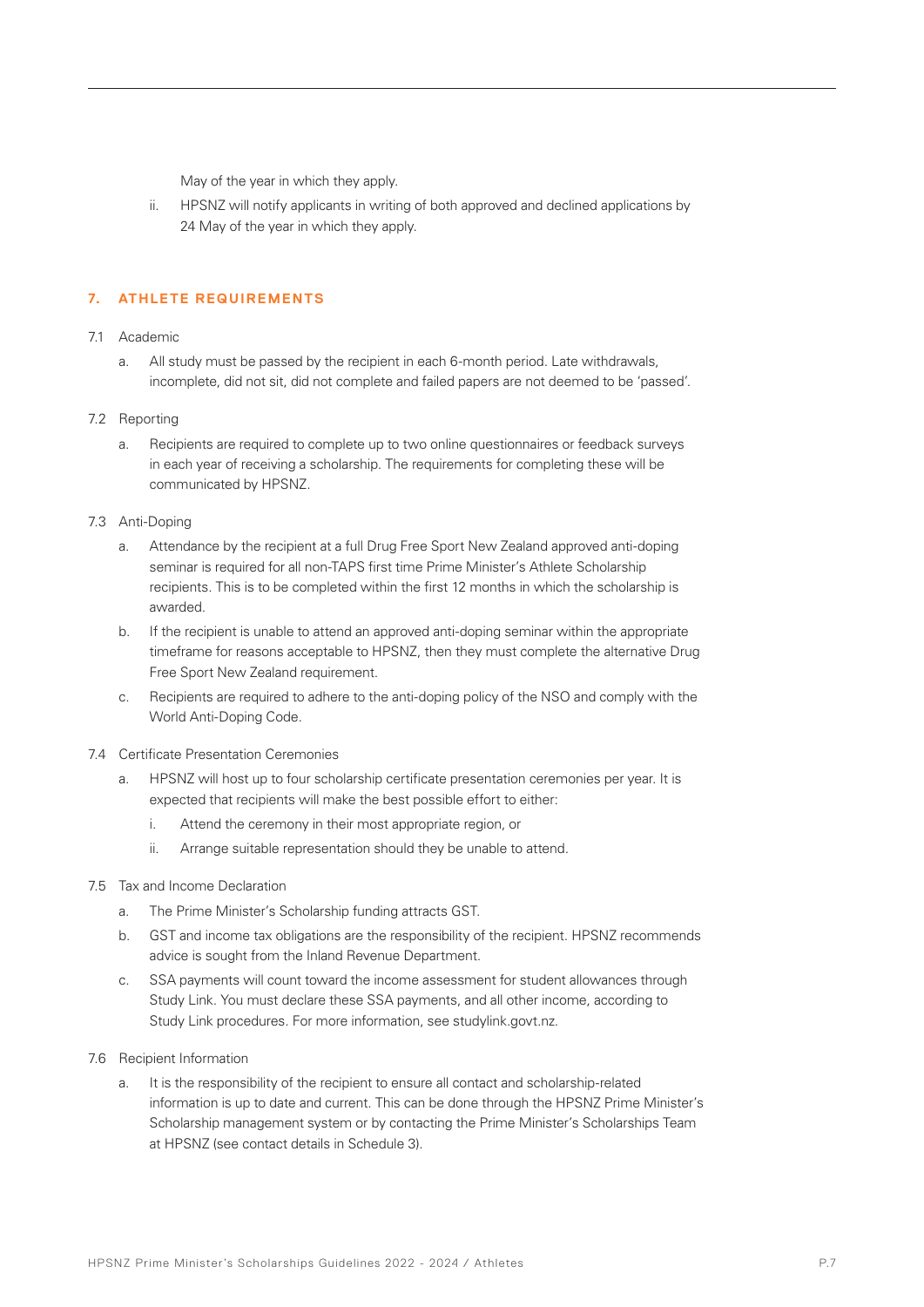May of the year in which they apply.

ii. HPSNZ will notify applicants in writing of both approved and declined applications by 24 May of the year in which they apply.

## 7. ATHLETE REQUIREMENTS

7.1 Academic

a. All study must be passed by the recipient in each 6-month period. Late withdrawals, incomplete, did not sit, did not complete and failed papers are not deemed to be 'passed'.

7.2 Reporting

a. Recipients are required to complete up to two online questionnaires or feedback surveys in each year of receiving a scholarship. The requirements for completing these will be communicated by HPSNZ.

7.3 Anti-Doping

a. Attendance by the recipient at a full Drug Free Sport New Zealand approved anti-doping seminar is required for all non-TAPS first time Prime Minister's Athlete Scholarship recipients. This is to be completed within the first 12 months in which the scholarship is awarded.

b. If the recipient is unable to attend an approved anti-doping seminar within the appropriate timeframe for reasons acceptable to HPSNZ, then they must complete the alternative Drug Free Sport New Zealand requirement.

c. Recipients are required to adhere to the anti-doping policy of the NSO and comply with the World Anti-Doping Code.

7.4 Certificate Presentation Ceremonies

a. HPSNZ will host up to four scholarship certificate presentation ceremonies per year. It is expected that recipients will make the best possible effort to either:

i. Attend the ceremony in their most appropriate region, or

ii. Arrange suitable representation should they be unable to attend.

7.5 Tax and Income Declaration

a. The Prime Minister's Scholarship funding attracts GST.

b. GST and income tax obligations are the responsibility of the recipient. HPSNZ recommends advice is sought from the Inland Revenue Department.

c. SSA payments will count toward the income assessment for student allowances through Study Link. You must declare these SSA payments, and all other income, according to Study Link procedures. For more information, see studylink.govt.nz.

7.6 Recipient Information

a. It is the responsibility of the recipient to ensure all contact and scholarship-related information is up to date and current. This can be done through the HPSNZ Prime Minister's Scholarship management system or by contacting the Prime Minister's Scholarships Team at HPSNZ (see contact details in Schedule 3).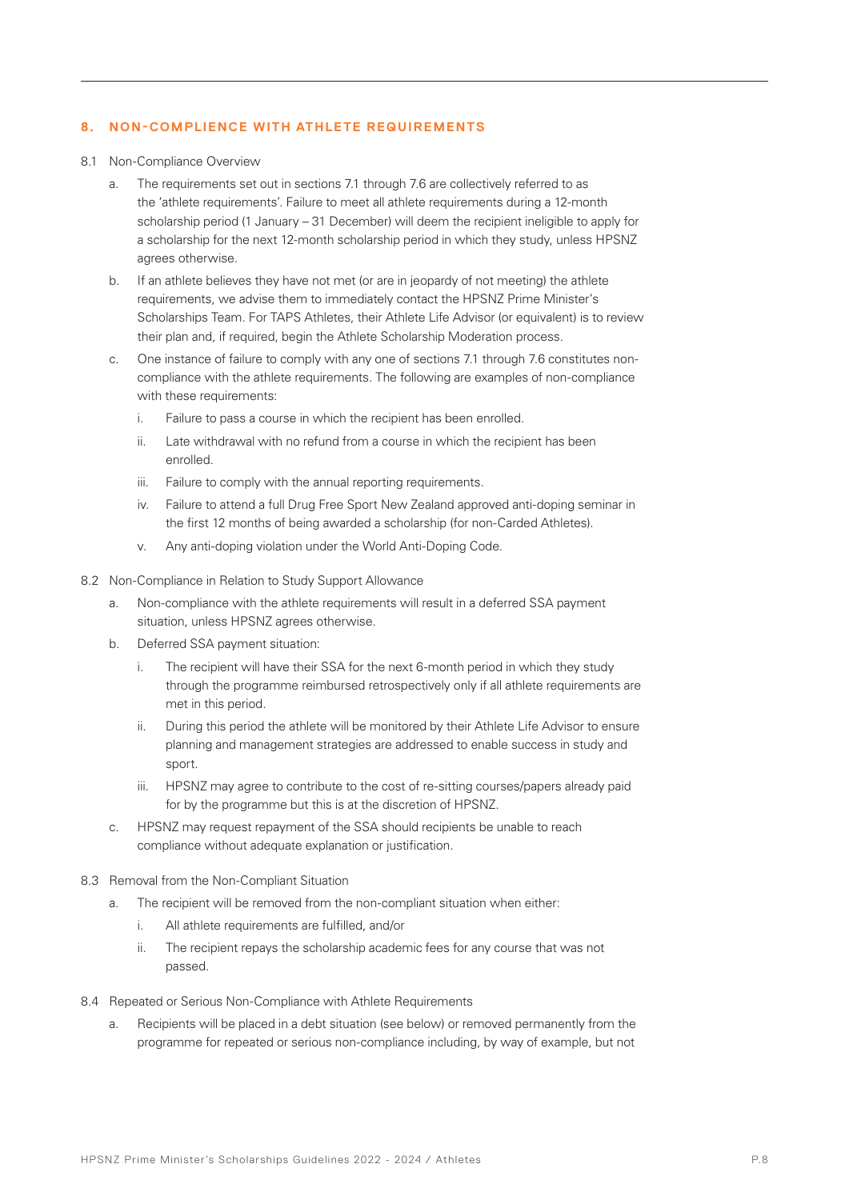## 8. NON-COMPLIENCE WITH ATHLETE REQUIREMENTS

8.1 Non-Compliance Overview

a. The requirements set out in sections 7.1 through 7.6 are collectively referred to as the 'athlete requirements'. Failure to meet all athlete requirements during a 12-month scholarship period (1 January – 31 December) will deem the recipient ineligible to apply for a scholarship for the next 12-month scholarship period in which they study, unless HPSNZ agrees otherwise.

b. If an athlete believes they have not met (or are in jeopardy of not meeting) the athlete requirements, we advise them to immediately contact the HPSNZ Prime Minister's Scholarships Team. For TAPS Athletes, their Athlete Life Advisor (or equivalent) is to review their plan and, if required, begin the Athlete Scholarship Moderation process.

c. One instance of failure to comply with any one of sections 7.1 through 7.6 constitutes non-compliance with the athlete requirements. The following are examples of non-compliance with these requirements:

   i. Failure to pass a course in which the recipient has been enrolled.

   ii. Late withdrawal with no refund from a course in which the recipient has been enrolled.

   iii. Failure to comply with the annual reporting requirements.

   iv. Failure to attend a full Drug Free Sport New Zealand approved anti-doping seminar in the first 12 months of being awarded a scholarship (for non-Carded Athletes).

   v. Any anti-doping violation under the World Anti-Doping Code.

8.2 Non-Compliance in Relation to Study Support Allowance

a. Non-compliance with the athlete requirements will result in a deferred SSA payment situation, unless HPSNZ agrees otherwise.

b. Deferred SSA payment situation:

   i. The recipient will have their SSA for the next 6-month period in which they study through the programme reimbursed retrospectively only if all athlete requirements are met in this period.

   ii. During this period the athlete will be monitored by their Athlete Life Advisor to ensure planning and management strategies are addressed to enable success in study and sport.

   iii. HPSNZ may agree to contribute to the cost of re-sitting courses/papers already paid for by the programme but this is at the discretion of HPSNZ.

c. HPSNZ may request repayment of the SSA should recipients be unable to reach compliance without adequate explanation or justification.

8.3 Removal from the Non-Compliant Situation

a. The recipient will be removed from the non-compliant situation when either:

   i. All athlete requirements are fulfilled, and/or

   ii. The recipient repays the scholarship academic fees for any course that was not passed.

8.4 Repeated or Serious Non-Compliance with Athlete Requirements

a. Recipients will be placed in a debt situation (see below) or removed permanently from the programme for repeated or serious non-compliance including, by way of example, but not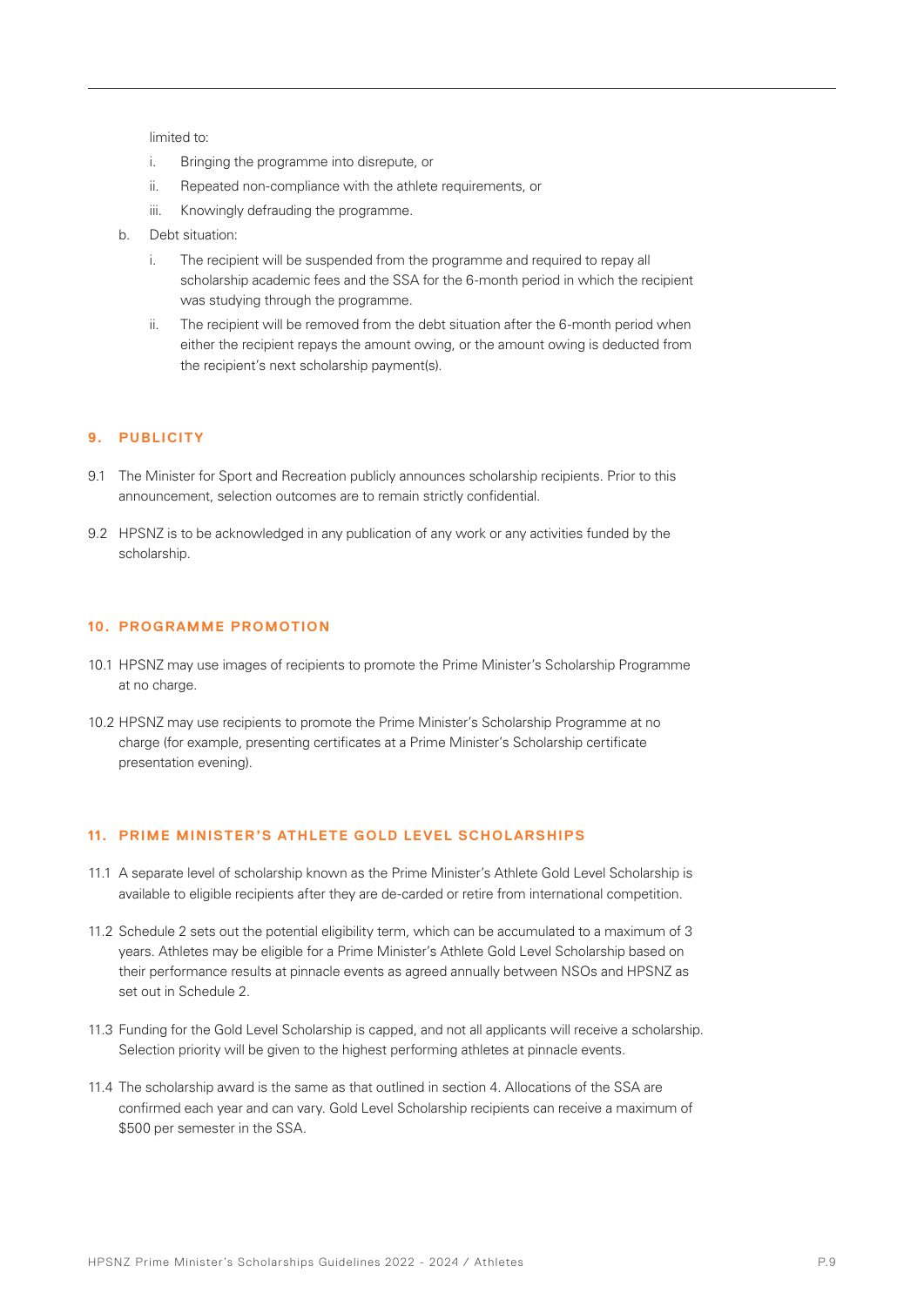limited to:

i. Bringing the programme into disrepute, or

ii. Repeated non-compliance with the athlete requirements, or

iii. Knowingly defrauding the programme.

b. Debt situation:

i. The recipient will be suspended from the programme and required to repay all scholarship academic fees and the SSA for the 6-month period in which the recipient was studying through the programme.

ii. The recipient will be removed from the debt situation after the 6-month period when either the recipient repays the amount owing, or the amount owing is deducted from the recipient's next scholarship payment(s).

## 9. PUBLICITY

9.1 The Minister for Sport and Recreation publicly announces scholarship recipients. Prior to this announcement, selection outcomes are to remain strictly confidential.

9.2 HPSNZ is to be acknowledged in any publication of any work or any activities funded by the scholarship.

## 10. PROGRAMME PROMOTION

10.1 HPSNZ may use images of recipients to promote the Prime Minister's Scholarship Programme at no charge.

10.2 HPSNZ may use recipients to promote the Prime Minister's Scholarship Programme at no charge (for example, presenting certificates at a Prime Minister's Scholarship certificate presentation evening).

## 11. PRIME MINISTER'S ATHLETE GOLD LEVEL SCHOLARSHIPS

11.1 A separate level of scholarship known as the Prime Minister's Athlete Gold Level Scholarship is available to eligible recipients after they are de-carded or retire from international competition.

11.2 Schedule 2 sets out the potential eligibility term, which can be accumulated to a maximum of 3 years. Athletes may be eligible for a Prime Minister's Athlete Gold Level Scholarship based on their performance results at pinnacle events as agreed annually between NSOs and HPSNZ as set out in Schedule 2.

11.3 Funding for the Gold Level Scholarship is capped, and not all applicants will receive a scholarship. Selection priority will be given to the highest performing athletes at pinnacle events.

11.4 The scholarship award is the same as that outlined in section 4. Allocations of the SSA are confirmed each year and can vary. Gold Level Scholarship recipients can receive a maximum of $500 per semester in the SSA.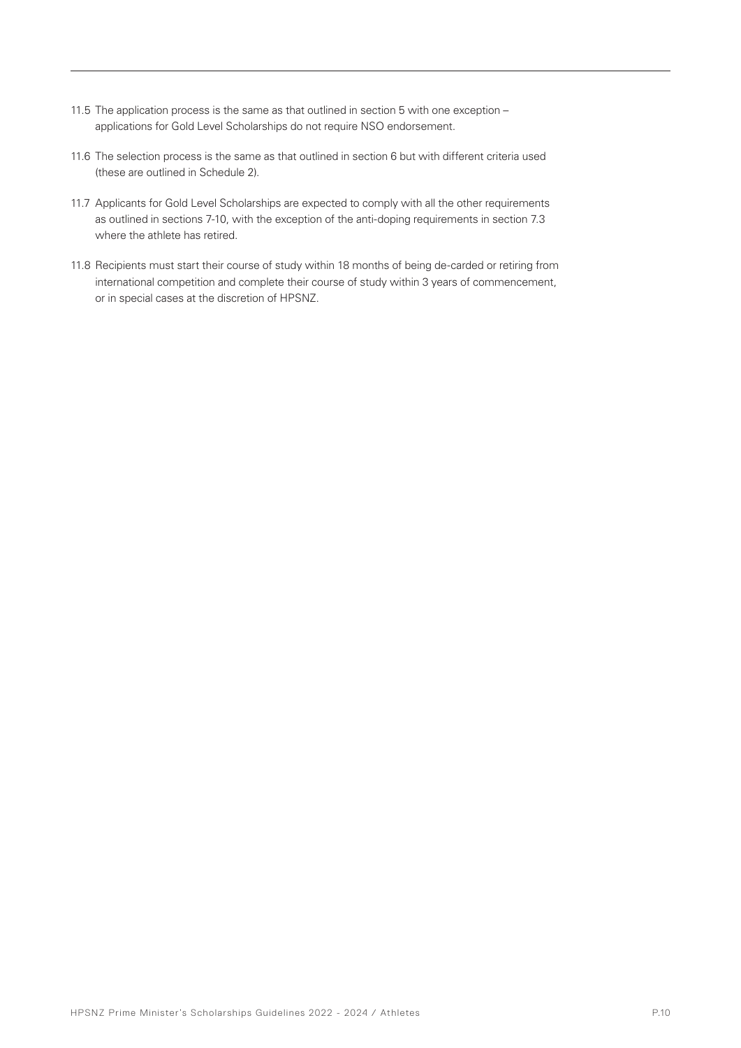11.5 The application process is the same as that outlined in section 5 with one exception – applications for Gold Level Scholarships do not require NSO endorsement.

11.6 The selection process is the same as that outlined in section 6 but with different criteria used (these are outlined in Schedule 2).

11.7 Applicants for Gold Level Scholarships are expected to comply with all the other requirements as outlined in sections 7-10, with the exception of the anti-doping requirements in section 7.3 where the athlete has retired.

11.8 Recipients must start their course of study within 18 months of being de-carded or retiring from international competition and complete their course of study within 3 years of commencement, or in special cases at the discretion of HPSNZ.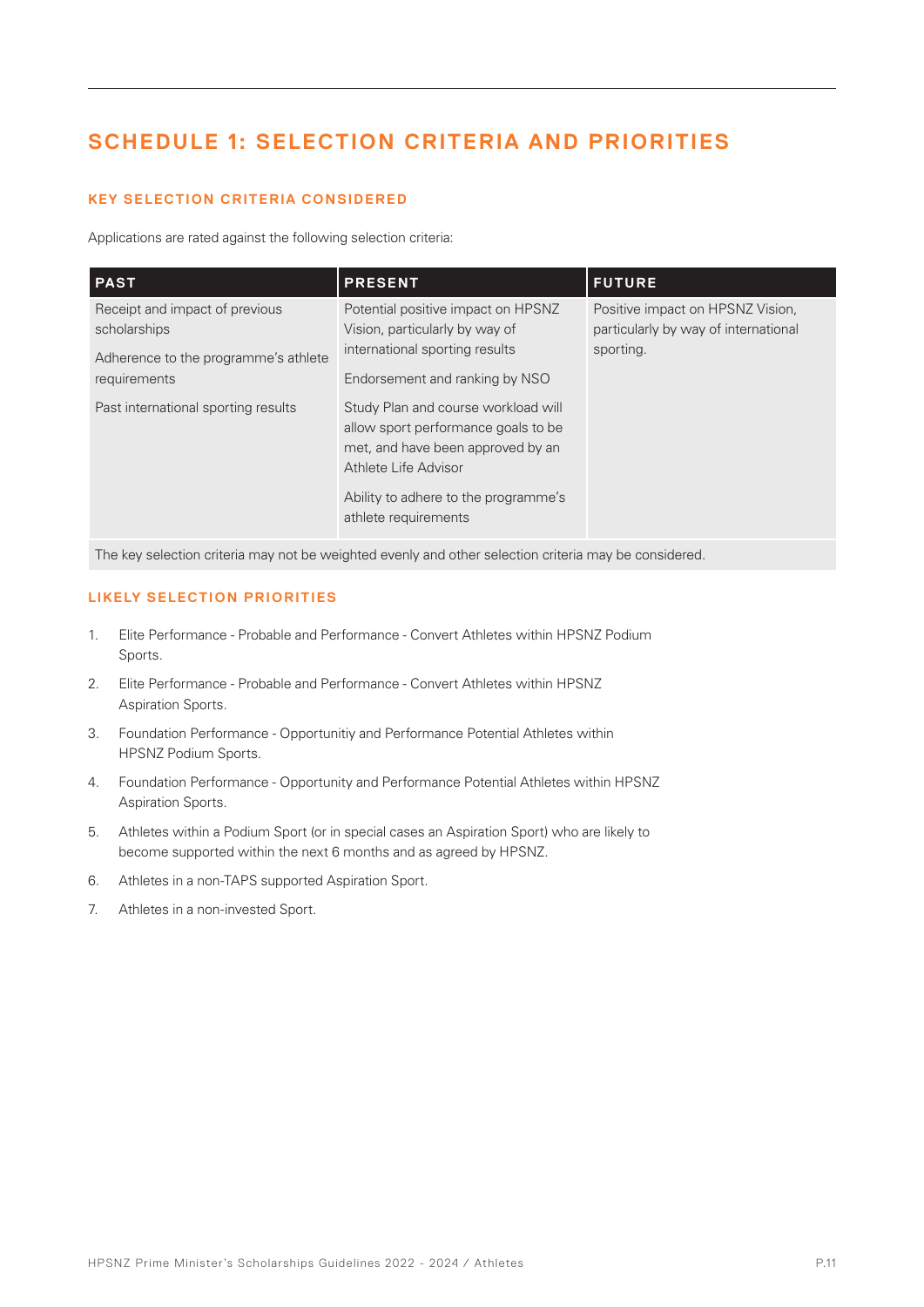## SCHEDULE 1: SELECTION CRITERIA AND PRIORITIES

### KEY SELECTION CRITERIA CONSIDERED

Applications are rated against the following selection criteria:

| PAST | PRESENT | FUTURE |
|---|---|---|
| Receipt and impact of previous scholarships<br><br>Adherence to the programme's athlete requirements<br><br>Past international sporting results | Potential positive impact on HPSNZ Vision, particularly by way of international sporting results<br><br>Endorsement and ranking by NSO<br><br>Study Plan and course workload will allow sport performance goals to be met, and have been approved by an Athlete Life Advisor<br><br>Ability to adhere to the programme's athlete requirements | Positive impact on HPSNZ Vision, particularly by way of international sporting. |

The key selection criteria may not be weighted evenly and other selection criteria may be considered.

### LIKELY SELECTION PRIORITIES

1. Elite Performance - Probable and Performance - Convert Athletes within HPSNZ Podium Sports.
2. Elite Performance - Probable and Performance - Convert Athletes within HPSNZ Aspiration Sports.
3. Foundation Performance - Opportunitiy and Performance Potential Athletes within HPSNZ Podium Sports.
4. Foundation Performance - Opportunity and Performance Potential Athletes within HPSNZ Aspiration Sports.
5. Athletes within a Podium Sport (or in special cases an Aspiration Sport) who are likely to become supported within the next 6 months and as agreed by HPSNZ.
6. Athletes in a non-TAPS supported Aspiration Sport.
7. Athletes in a non-invested Sport.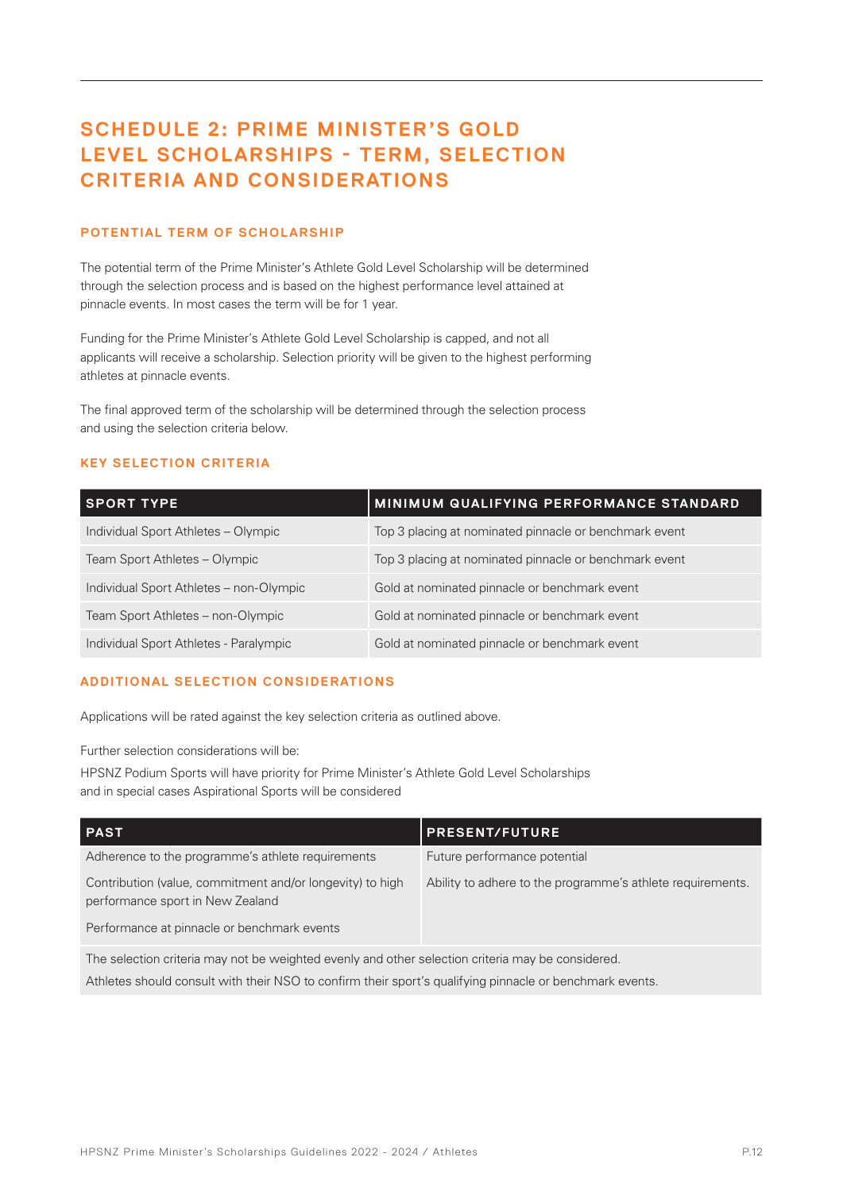# SCHEDULE 2: PRIME MINISTER'S GOLD LEVEL SCHOLARSHIPS - TERM, SELECTION CRITERIA AND CONSIDERATIONS

## POTENTIAL TERM OF SCHOLARSHIP

The potential term of the Prime Minister's Athlete Gold Level Scholarship will be determined through the selection process and is based on the highest performance level attained at pinnacle events. In most cases the term will be for 1 year.

Funding for the Prime Minister's Athlete Gold Level Scholarship is capped, and not all applicants will receive a scholarship. Selection priority will be given to the highest performing athletes at pinnacle events.

The final approved term of the scholarship will be determined through the selection process and using the selection criteria below.

## KEY SELECTION CRITERIA

| SPORT TYPE | MINIMUM QUALIFYING PERFORMANCE STANDARD |
| --- | --- |
| Individual Sport Athletes – Olympic | Top 3 placing at nominated pinnacle or benchmark event |
| Team Sport Athletes – Olympic | Top 3 placing at nominated pinnacle or benchmark event |
| Individual Sport Athletes – non-Olympic | Gold at nominated pinnacle or benchmark event |
| Team Sport Athletes – non-Olympic | Gold at nominated pinnacle or benchmark event |
| Individual Sport Athletes - Paralympic | Gold at nominated pinnacle or benchmark event |

## ADDITIONAL SELECTION CONSIDERATIONS

Applications will be rated against the key selection criteria as outlined above.

Further selection considerations will be:

HPSNZ Podium Sports will have priority for Prime Minister's Athlete Gold Level Scholarships and in special cases Aspirational Sports will be considered

| PAST | PRESENT/FUTURE |
| --- | --- |
| Adherence to the programme's athlete requirements | Future performance potential |
| Contribution (value, commitment and/or longevity) to high performance sport in New Zealand | Ability to adhere to the programme's athlete requirements. |
| Performance at pinnacle or benchmark events | |
| The selection criteria may not be weighted evenly and other selection criteria may be considered. Athletes should consult with their NSO to confirm their sport's qualifying pinnacle or benchmark events. | |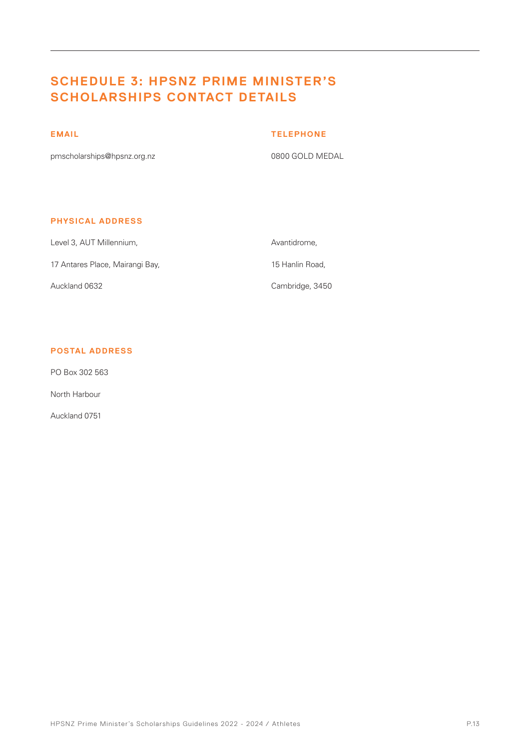# SCHEDULE 3: HPSNZ PRIME MINISTER'S SCHOLARSHIPS CONTACT DETAILS

### EMAIL

pmscholarships@hpsnz.org.nz

### TELEPHONE

0800 GOLD MEDAL

### PHYSICAL ADDRESS

Level 3, AUT Millennium,

17 Antares Place, Mairangi Bay,

Auckland 0632

Avantidrome,

15 Hanlin Road,

Cambridge, 3450

### POSTAL ADDRESS

PO Box 302 563

North Harbour

Auckland 0751